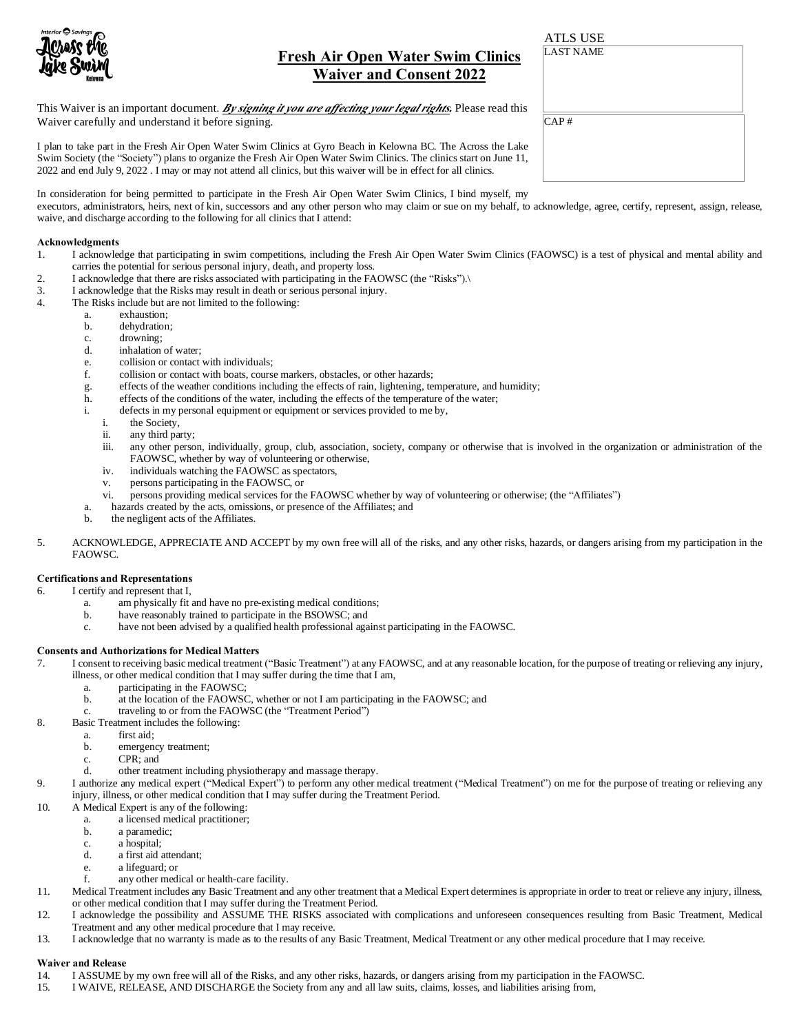# Fresh Air Open Water Swim Clinics Waiver and Consent 2022

| ATLS USE |
|---|
| LAST NAME |
| CAP # |

This Waiver is an important document. ***By signing it you are affecting your legal rights.*** Please read this Waiver carefully and understand it before signing.

I plan to take part in the Fresh Air Open Water Swim Clinics at Gyro Beach in Kelowna BC. The Across the Lake Swim Society (the "Society") plans to organize the Fresh Air Open Water Swim Clinics. The clinics start on June 11, 2022 and end July 9, 2022 . I may or may not attend all clinics, but this waiver will be in effect for all clinics.

In consideration for being permitted to participate in the Fresh Air Open Water Swim Clinics, I bind myself, my executors, administrators, heirs, next of kin, successors and any other person who may claim or sue on my behalf, to acknowledge, agree, certify, represent, assign, release, waive, and discharge according to the following for all clinics that I attend:

**Acknowledgments**

1. I acknowledge that participating in swim competitions, including the Fresh Air Open Water Swim Clinics (FAOWSC) is a test of physical and mental ability and carries the potential for serious personal injury, death, and property loss.
2. I acknowledge that there are risks associated with participating in the FAOWSC (the "Risks").\
3. I acknowledge that the Risks may result in death or serious personal injury.
4. The Risks include but are not limited to the following:
   a. exhaustion;
   b. dehydration;
   c. drowning;
   d. inhalation of water;
   e. collision or contact with individuals;
   f. collision or contact with boats, course markers, obstacles, or other hazards;
   g. effects of the weather conditions including the effects of rain, lightening, temperature, and humidity;
   h. effects of the conditions of the water, including the effects of the temperature of the water;
   i. defects in my personal equipment or equipment or services provided to me by,
      i. the Society,
      ii. any third party;
      iii. any other person, individually, group, club, association, society, company or otherwise that is involved in the organization or administration of the FAOWSC, whether by way of volunteering or otherwise,
      iv. individuals watching the FAOWSC as spectators,
      v. persons participating in the FAOWSC, or
      vi. persons providing medical services for the FAOWSC whether by way of volunteering or otherwise; (the "Affiliates")
   a. hazards created by the acts, omissions, or presence of the Affiliates; and
   b. the negligent acts of the Affiliates.
5. ACKNOWLEDGE, APPRECIATE AND ACCEPT by my own free will all of the risks, and any other risks, hazards, or dangers arising from my participation in the FAOWSC.

**Certifications and Representations**

6. I certify and represent that I,
   a. am physically fit and have no pre-existing medical conditions;
   b. have reasonably trained to participate in the BSOWSC; and
   c. have not been advised by a qualified health professional against participating in the FAOWSC.

**Consents and Authorizations for Medical Matters**

7. I consent to receiving basic medical treatment ("Basic Treatment") at any FAOWSC, and at any reasonable location, for the purpose of treating or relieving any injury, illness, or other medical condition that I may suffer during the time that I am,
   a. participating in the FAOWSC;
   b. at the location of the FAOWSC, whether or not I am participating in the FAOWSC; and
   c. traveling to or from the FAOWSC (the "Treatment Period")
8. Basic Treatment includes the following:
   a. first aid;
   b. emergency treatment;
   c. CPR; and
   d. other treatment including physiotherapy and massage therapy.
9. I authorize any medical expert ("Medical Expert") to perform any other medical treatment ("Medical Treatment") on me for the purpose of treating or relieving any injury, illness, or other medical condition that I may suffer during the Treatment Period.
10. A Medical Expert is any of the following:
    a. a licensed medical practitioner;
    b. a paramedic;
    c. a hospital;
    d. a first aid attendant;
    e. a lifeguard; or
    f. any other medical or health-care facility.
11. Medical Treatment includes any Basic Treatment and any other treatment that a Medical Expert determines is appropriate in order to treat or relieve any injury, illness, or other medical condition that I may suffer during the Treatment Period.
12. I acknowledge the possibility and ASSUME THE RISKS associated with complications and unforeseen consequences resulting from Basic Treatment, Medical Treatment and any other medical procedure that I may receive.
13. I acknowledge that no warranty is made as to the results of any Basic Treatment, Medical Treatment or any other medical procedure that I may receive.

**Waiver and Release**

14. I ASSUME by my own free will all of the Risks, and any other risks, hazards, or dangers arising from my participation in the FAOWSC.
15. I WAIVE, RELEASE, AND DISCHARGE the Society from any and all law suits, claims, losses, and liabilities arising from,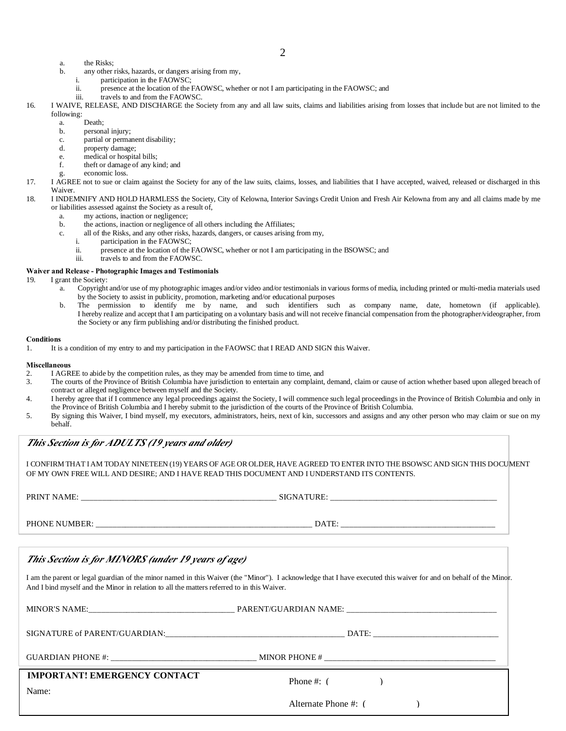a. the Risks;
b. any other risks, hazards, or dangers arising from my,
   i. participation in the FAOWSC;
   ii. presence at the location of the FAOWSC, whether or not I am participating in the FAOWSC; and
   iii. travels to and from the FAOWSC.

16. I WAIVE, RELEASE, AND DISCHARGE the Society from any and all law suits, claims and liabilities arising from losses that include but are not limited to the following:
    a. Death;
    b. personal injury;
    c. partial or permanent disability;
    d. property damage;
    e. medical or hospital bills;
    f. theft or damage of any kind; and
    g. economic loss.
17. I AGREE not to sue or claim against the Society for any of the law suits, claims, losses, and liabilities that I have accepted, waived, released or discharged in this Waiver.
18. I INDEMNIFY AND HOLD HARMLESS the Society, City of Kelowna, Interior Savings Credit Union and Fresh Air Kelowna from any and all claims made by me or liabilities assessed against the Society as a result of,
    a. my actions, inaction or negligence;
    b. the actions, inaction or negligence of all others including the Affiliates;
    c. all of the Risks, and any other risks, hazards, dangers, or causes arising from my,
       i. participation in the FAOWSC;
       ii. presence at the location of the FAOWSC, whether or not I am participating in the BSOWSC; and
       iii. travels to and from the FAOWSC.

**Waiver and Release - Photographic Images and Testimonials**

19. I grant the Society:
    a. Copyright and/or use of my photographic images and/or video and/or testimonials in various forms of media, including printed or multi-media materials used by the Society to assist in publicity, promotion, marketing and/or educational purposes
    b. The permission to identify me by name, and such identifiers such as company name, date, hometown (if applicable). I hereby realize and accept that I am participating on a voluntary basis and will not receive financial compensation from the photographer/videographer, from the Society or any firm publishing and/or distributing the finished product.

**Conditions**

1. It is a condition of my entry to and my participation in the FAOWSC that I READ AND SIGN this Waiver.

**Miscellaneous**

2. I AGREE to abide by the competition rules, as they may be amended from time to time, and
3. The courts of the Province of British Columbia have jurisdiction to entertain any complaint, demand, claim or cause of action whether based upon alleged breach of contract or alleged negligence between myself and the Society.
4. I hereby agree that if I commence any legal proceedings against the Society, I will commence such legal proceedings in the Province of British Columbia and only in the Province of British Columbia and I hereby submit to the jurisdiction of the courts of the Province of British Columbia.
5. By signing this Waiver, I bind myself, my executors, administrators, heirs, next of kin, successors and assigns and any other person who may claim or sue on my behalf.

***This Section is for ADULTS (19 years and older)***

I CONFIRM THAT I AM TODAY NINETEEN (19) YEARS OF AGE OR OLDER, HAVE AGREED TO ENTER INTO THE BSOWSC AND SIGN THIS DOCUMENT OF MY OWN FREE WILL AND DESIRE; AND I HAVE READ THIS DOCUMENT AND I UNDERSTAND ITS CONTENTS.

PRINT NAME: ______________________________ SIGNATURE: ______________________________

PHONE NUMBER: ______________________________ DATE: ______________________________

***This Section is for MINORS (under 19 years of age)***

I am the parent or legal guardian of the minor named in this Waiver (the "Minor"). I acknowledge that I have executed this waiver for and on behalf of the Minor. And I bind myself and the Minor in relation to all the matters referred to in this Waiver.

MINOR'S NAME:______________________________ PARENT/GUARDIAN NAME: ______________________________

SIGNATURE of PARENT/GUARDIAN:______________________________ DATE: ______________________________

GUARDIAN PHONE #: ______________________________ MINOR PHONE # ______________________________

**IMPORTANT! EMERGENCY CONTACT**

Name:

Phone #: (          )

Alternate Phone #: (          )